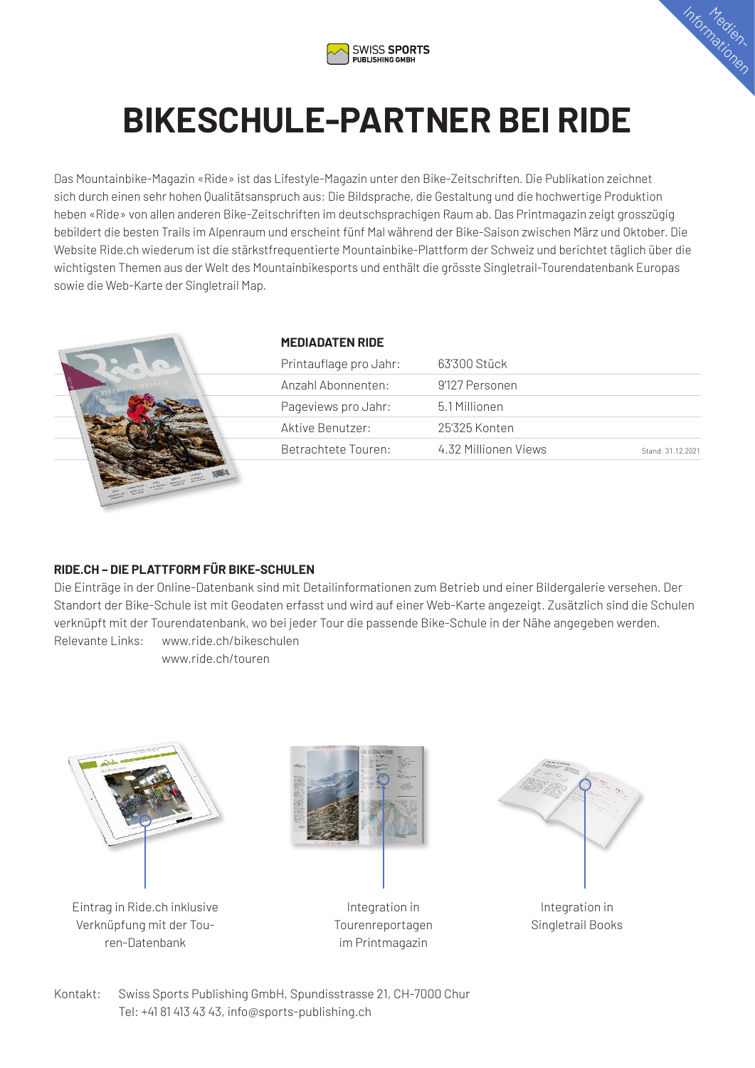# BIKESCHULE-PARTNER BEI RIDE

Das Mountainbike-Magazin «Ride» ist das Lifestyle-Magazin unter den Bike-Zeitschriften. Die Publikation zeichnet sich durch einen sehr hohen Qualitätsanspruch aus: Die Bildsprache, die Gestaltung und die hochwertige Produktion heben «Ride» von allen anderen Bike-Zeitschriften im deutschsprachigen Raum ab. Das Printmagazin zeigt grosszügig bebildert die besten Trails im Alpenraum und erscheint fünf Mal während der Bike-Saison zwischen März und Oktober. Die Website Ride.ch wiederum ist die stärkstfrequentierte Mountainbike-Plattform der Schweiz und berichtet täglich über die wichtigsten Themen aus der Welt des Mountainbikesports und enthält die grösste Singletrail-Tourendatenbank Europas sowie die Web-Karte der Singletrail Map.

**MEDIADATEN RIDE**

| | |
|---|---|
| Printauflage pro Jahr: | 63'300 Stück |
| Anzahl Abonnenten: | 9'127 Personen |
| Pageviews pro Jahr: | 5.1 Millionen |
| Aktive Benutzer: | 25'325 Konten |
| Betrachtete Touren: | 4.32 Millionen Views |

Stand: 31.12.2021

**RIDE.CH – DIE PLATTFORM FÜR BIKE-SCHULEN**

Die Einträge in der Online-Datenbank sind mit Detailinformationen zum Betrieb und einer Bildergalerie versehen. Der Standort der Bike-Schule ist mit Geodaten erfasst und wird auf einer Web-Karte angezeigt. Zusätzlich sind die Schulen verknüpft mit der Tourendatenbank, wo bei jeder Tour die passende Bike-Schule in der Nähe angegeben werden.

Relevante Links: www.ride.ch/bikeschulen
www.ride.ch/touren

Eintrag in Ride.ch inklusive Verknüpfung mit der Touren-Datenbank

Integration in Tourenreportagen im Printmagazin

Integration in Singletrail Books

Kontakt: Swiss Sports Publishing GmbH, Spundisstrasse 21, CH-7000 Chur
Tel: +41 81 413 43 43, info@sports-publishing.ch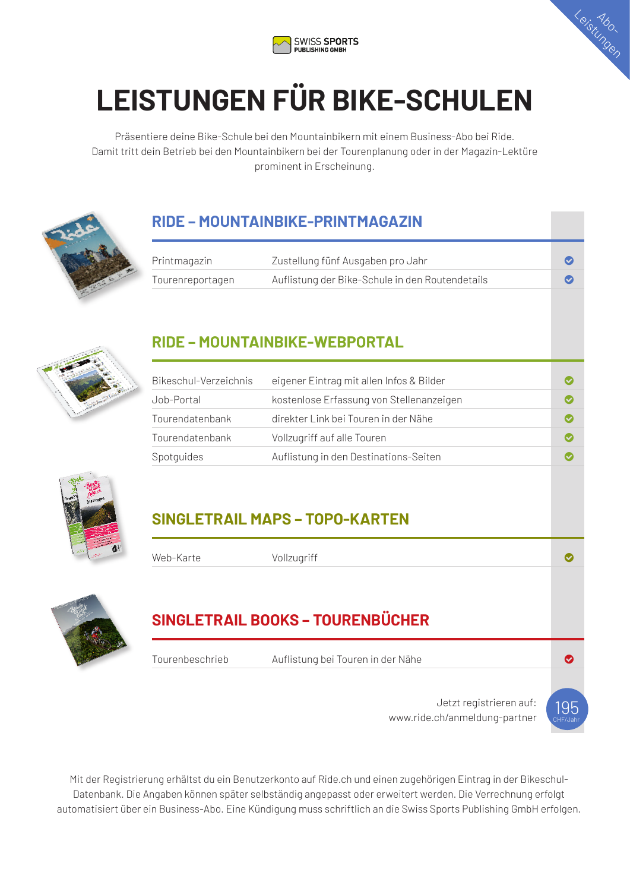# LEISTUNGEN FÜR BIKE-SCHULEN

Präsentiere deine Bike-Schule bei den Mountainbikern mit einem Business-Abo bei Ride. Damit tritt dein Betrieb bei den Mountainbikern bei der Tourenplanung oder in der Magazin-Lektüre prominent in Erscheinung.

## RIDE – MOUNTAINBIKE-PRINTMAGAZIN

| | | |
|---|---|---|
| Printmagazin | Zustellung fünf Ausgaben pro Jahr | ✔ |
| Tourenreportagen | Auflistung der Bike-Schule in den Routendetails | ✔ |

## RIDE – MOUNTAINBIKE-WEBPORTAL

| | | |
|---|---|---|
| Bikeschul-Verzeichnis | eigener Eintrag mit allen Infos & Bilder | ✔ |
| Job-Portal | kostenlose Erfassung von Stellenanzeigen | ✔ |
| Tourendatenbank | direkter Link bei Touren in der Nähe | ✔ |
| Tourendatenbank | Vollzugriff auf alle Touren | ✔ |
| Spotguides | Auflistung in den Destinations-Seiten | ✔ |

## SINGLETRAIL MAPS – TOPO-KARTEN

| | | |
|---|---|---|
| Web-Karte | Vollzugriff | ✔ |

## SINGLETRAIL BOOKS – TOURENBÜCHER

| | | |
|---|---|---|
| Tourenbeschrieb | Auflistung bei Touren in der Nähe | ✔ |

Jetzt registrieren auf:
www.ride.ch/anmeldung-partner

**195** CHF/Jahr

Mit der Registrierung erhältst du ein Benutzerkonto auf Ride.ch und einen zugehörigen Eintrag in der Bikeschul-Datenbank. Die Angaben können später selbständig angepasst oder erweitert werden. Die Verrechnung erfolgt automatisiert über ein Business-Abo. Eine Kündigung muss schriftlich an die Swiss Sports Publishing GmbH erfolgen.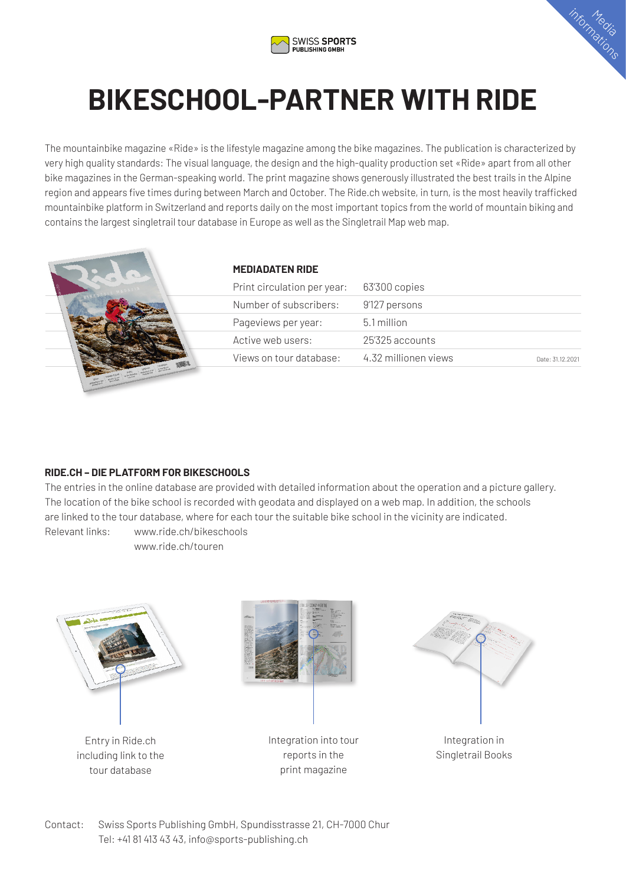# BIKESCHOOL-PARTNER WITH RIDE

The mountainbike magazine «Ride» is the lifestyle magazine among the bike magazines. The publication is characterized by very high quality standards: The visual language, the design and the high-quality production set «Ride» apart from all other bike magazines in the German-speaking world. The print magazine shows generously illustrated the best trails in the Alpine region and appears five times during between March and October. The Ride.ch website, in turn, is the most heavily trafficked mountainbike platform in Switzerland and reports daily on the most important topics from the world of mountain biking and contains the largest singletrail tour database in Europe as well as the Singletrail Map web map.

**MEDIADATEN RIDE**

| | |
|---|---|
| Print circulation per year: | 63'300 copies |
| Number of subscribers: | 9'127 persons |
| Pageviews per year: | 5.1 million |
| Active web users: | 25'325 accounts |
| Views on tour database: | 4.32 millionen views |

Date: 31.12.2021

**RIDE.CH – DIE PLATFORM FOR BIKESCHOOLS**

The entries in the online database are provided with detailed information about the operation and a picture gallery. The location of the bike school is recorded with geodata and displayed on a web map. In addition, the schools are linked to the tour database, where for each tour the suitable bike school in the vicinity are indicated.

Relevant links: www.ride.ch/bikeschools
www.ride.ch/touren

Entry in Ride.ch including link to the tour database

Integration into tour reports in the print magazine

Integration in Singletrail Books

Contact: Swiss Sports Publishing GmbH, Spundisstrasse 21, CH-7000 Chur
Tel: +41 81 413 43 43, info@sports-publishing.ch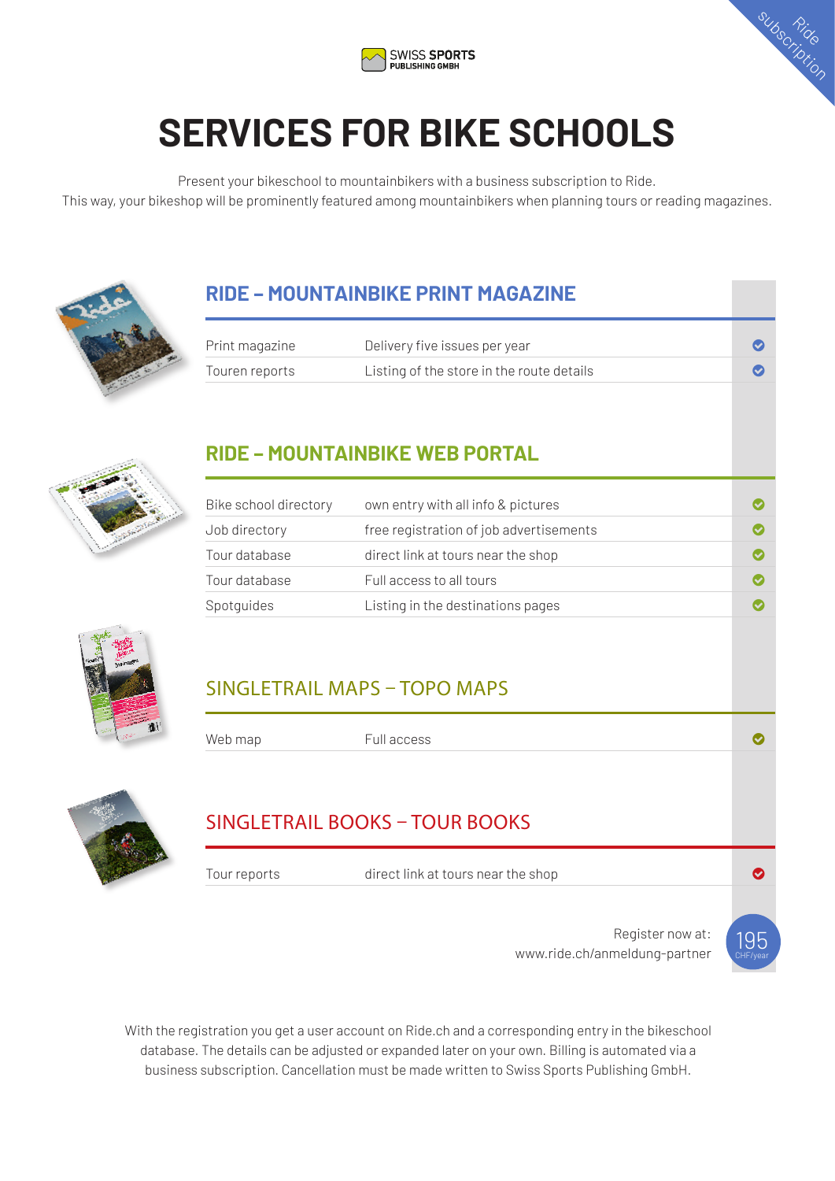SWISS SPORTS PUBLISHING GMBH

Ride subscription

# SERVICES FOR BIKE SCHOOLS

Present your bikeschool to mountainbikers with a business subscription to Ride.
This way, your bikeshop will be prominently featured among mountainbikers when planning tours or reading magazines.

## RIDE – MOUNTAINBIKE PRINT MAGAZINE

| | | |
|---|---|---|
| Print magazine | Delivery five issues per year | ✔ |
| Touren reports | Listing of the store in the route details | ✔ |

## RIDE – MOUNTAINBIKE WEB PORTAL

| | | |
|---|---|---|
| Bike school directory | own entry with all info & pictures | ✔ |
| Job directory | free registration of job advertisements | ✔ |
| Tour database | direct link at tours near the shop | ✔ |
| Tour database | Full access to all tours | ✔ |
| Spotguides | Listing in the destinations pages | ✔ |

## SINGLETRAIL MAPS – TOPO MAPS

| | | |
|---|---|---|
| Web map | Full access | ✔ |

## SINGLETRAIL BOOKS – TOUR BOOKS

| | | |
|---|---|---|
| Tour reports | direct link at tours near the shop | ✔ |

Register now at:
www.ride.ch/anmeldung-partner

195
CHF/year

With the registration you get a user account on Ride.ch and a corresponding entry in the bikeschool database. The details can be adjusted or expanded later on your own. Billing is automated via a business subscription. Cancellation must be made written to Swiss Sports Publishing GmbH.